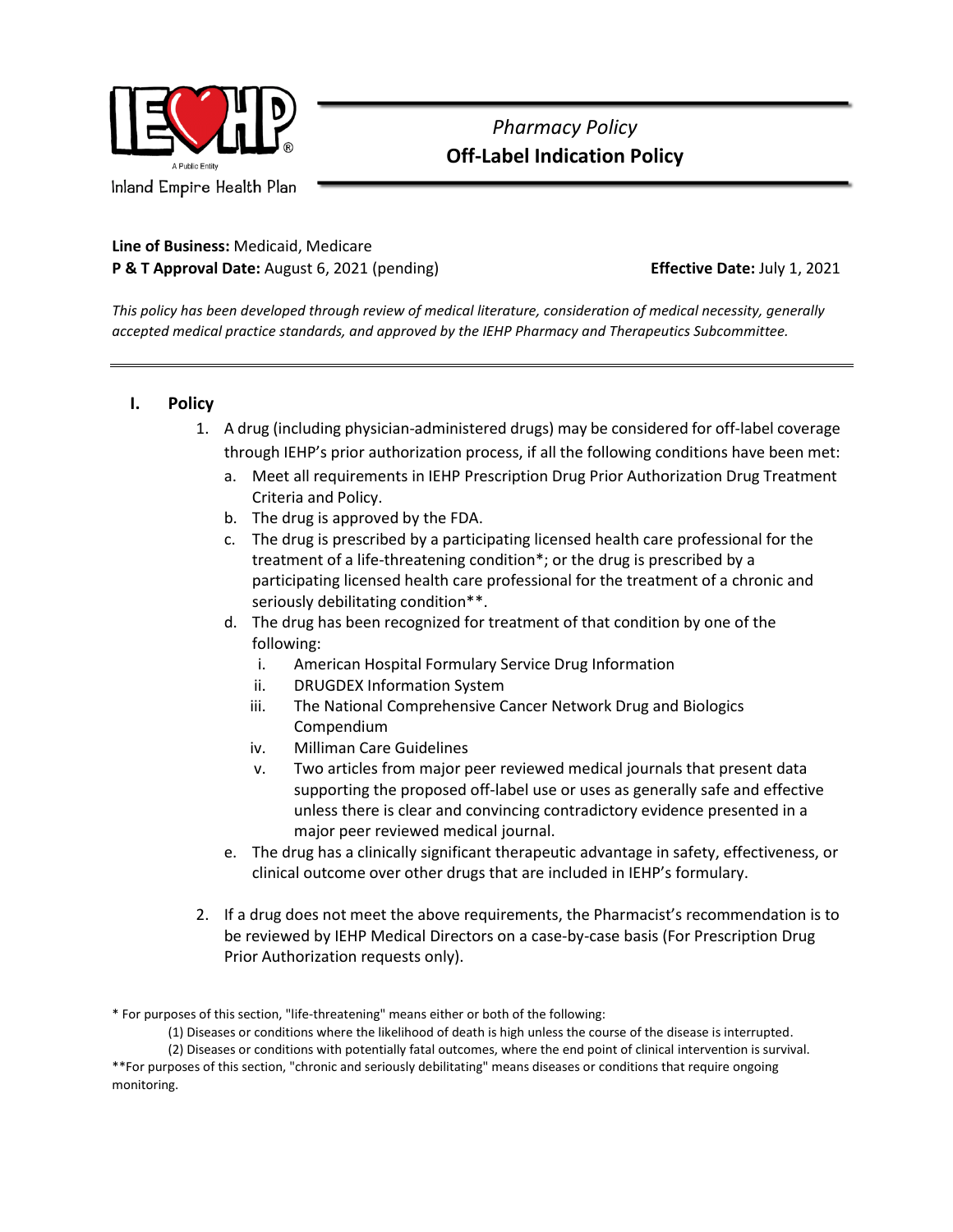Inland Empire Health Plan

*Pharmacy Policy*

# Off-Label Indication Policy

**Line of Business:** Medicaid, Medicare
**P & T Approval Date:** August 6, 2021 (pending) **Effective Date:** July 1, 2021

*This policy has been developed through review of medical literature, consideration of medical necessity, generally accepted medical practice standards, and approved by the IEHP Pharmacy and Therapeutics Subcommittee.*

---

## I. Policy

1. A drug (including physician-administered drugs) may be considered for off-label coverage through IEHP's prior authorization process, if all the following conditions have been met:
   a. Meet all requirements in IEHP Prescription Drug Prior Authorization Drug Treatment Criteria and Policy.
   b. The drug is approved by the FDA.
   c. The drug is prescribed by a participating licensed health care professional for the treatment of a life-threatening condition*; or the drug is prescribed by a participating licensed health care professional for the treatment of a chronic and seriously debilitating condition**.
   d. The drug has been recognized for treatment of that condition by one of the following:
      i. American Hospital Formulary Service Drug Information
      ii. DRUGDEX Information System
      iii. The National Comprehensive Cancer Network Drug and Biologics Compendium
      iv. Milliman Care Guidelines
      v. Two articles from major peer reviewed medical journals that present data supporting the proposed off-label use or uses as generally safe and effective unless there is clear and convincing contradictory evidence presented in a major peer reviewed medical journal.
   e. The drug has a clinically significant therapeutic advantage in safety, effectiveness, or clinical outcome over other drugs that are included in IEHP's formulary.

2. If a drug does not meet the above requirements, the Pharmacist's recommendation is to be reviewed by IEHP Medical Directors on a case-by-case basis (For Prescription Drug Prior Authorization requests only).

\* For purposes of this section, "life-threatening" means either or both of the following:

(1) Diseases or conditions where the likelihood of death is high unless the course of the disease is interrupted.

(2) Diseases or conditions with potentially fatal outcomes, where the end point of clinical intervention is survival.

\*\*For purposes of this section, "chronic and seriously debilitating" means diseases or conditions that require ongoing monitoring.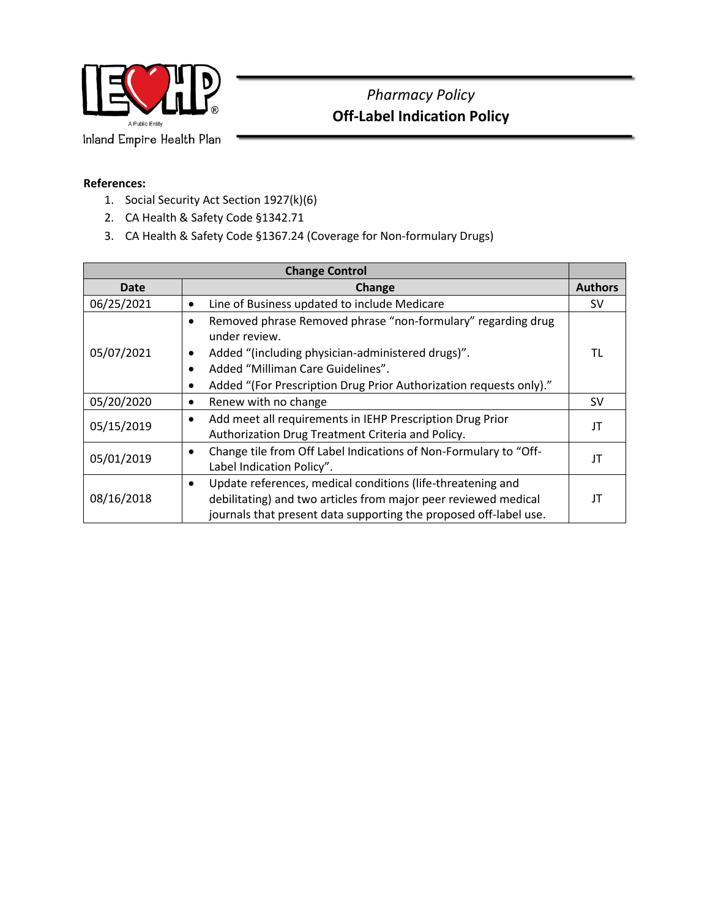**References:**

1. Social Security Act Section 1927(k)(6)
2. CA Health & Safety Code §1342.71
3. CA Health & Safety Code §1367.24 (Coverage for Non-formulary Drugs)

| Change Control | | |
|---|---|---|
| **Date** | **Change** | **Authors** |
| 06/25/2021 | • Line of Business updated to include Medicare | SV |
| 05/07/2021 | • Removed phrase Removed phrase "non-formulary" regarding drug under review.<br>• Added "(including physician-administered drugs)".<br>• Added "Milliman Care Guidelines".<br>• Added "(For Prescription Drug Prior Authorization requests only)." | TL |
| 05/20/2020 | • Renew with no change | SV |
| 05/15/2019 | • Add meet all requirements in IEHP Prescription Drug Prior Authorization Drug Treatment Criteria and Policy. | JT |
| 05/01/2019 | • Change tile from Off Label Indications of Non-Formulary to "Off-Label Indication Policy". | JT |
| 08/16/2018 | • Update references, medical conditions (life-threatening and debilitating) and two articles from major peer reviewed medical journals that present data supporting the proposed off-label use. | JT |